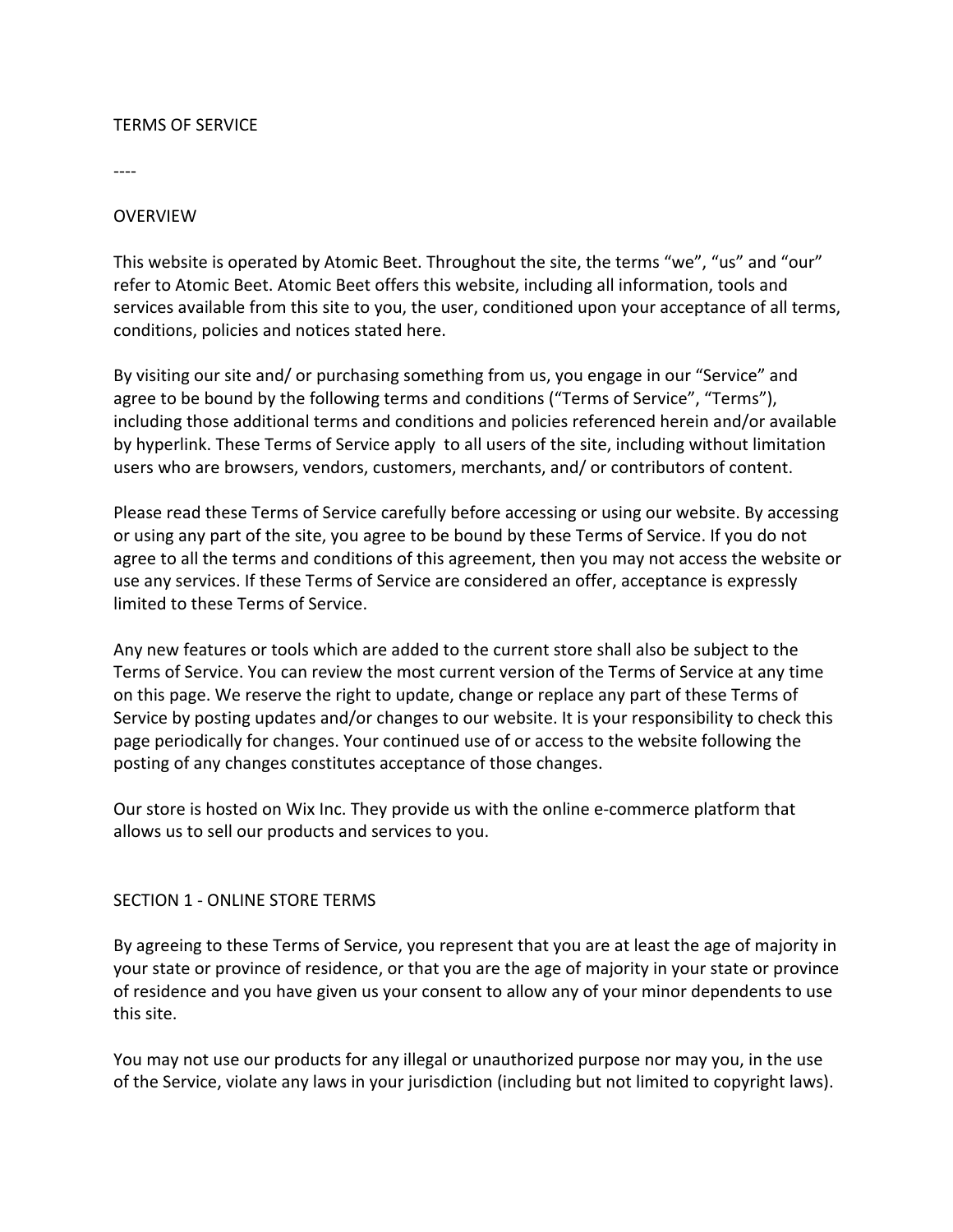# TERMS OF SERVICE

----

## OVERVIEW

This website is operated by Atomic Beet. Throughout the site, the terms “we”, “us” and “our” refer to Atomic Beet. Atomic Beet offers this website, including all information, tools and services available from this site to you, the user, conditioned upon your acceptance of all terms, conditions, policies and notices stated here.

By visiting our site and/ or purchasing something from us, you engage in our “Service” and agree to be bound by the following terms and conditions (“Terms of Service”, “Terms”), including those additional terms and conditions and policies referenced herein and/or available by hyperlink. These Terms of Service apply  to all users of the site, including without limitation users who are browsers, vendors, customers, merchants, and/ or contributors of content.

Please read these Terms of Service carefully before accessing or using our website. By accessing or using any part of the site, you agree to be bound by these Terms of Service. If you do not agree to all the terms and conditions of this agreement, then you may not access the website or use any services. If these Terms of Service are considered an offer, acceptance is expressly limited to these Terms of Service.

Any new features or tools which are added to the current store shall also be subject to the Terms of Service. You can review the most current version of the Terms of Service at any time on this page. We reserve the right to update, change or replace any part of these Terms of Service by posting updates and/or changes to our website. It is your responsibility to check this page periodically for changes. Your continued use of or access to the website following the posting of any changes constitutes acceptance of those changes.

Our store is hosted on Wix Inc. They provide us with the online e-commerce platform that allows us to sell our products and services to you.

## SECTION 1 - ONLINE STORE TERMS

By agreeing to these Terms of Service, you represent that you are at least the age of majority in your state or province of residence, or that you are the age of majority in your state or province of residence and you have given us your consent to allow any of your minor dependents to use this site.

You may not use our products for any illegal or unauthorized purpose nor may you, in the use of the Service, violate any laws in your jurisdiction (including but not limited to copyright laws).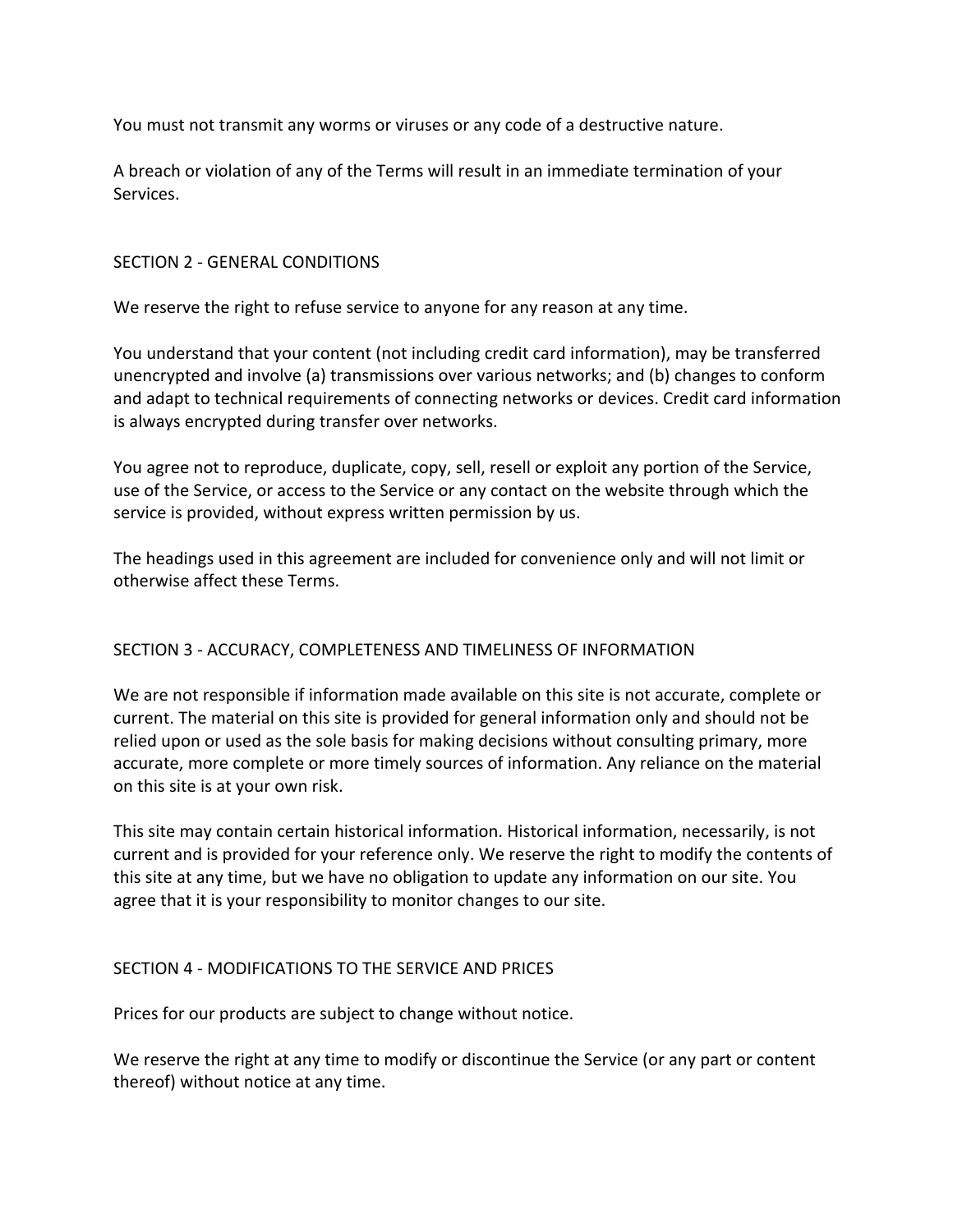You must not transmit any worms or viruses or any code of a destructive nature.

A breach or violation of any of the Terms will result in an immediate termination of your Services.

## SECTION 2 - GENERAL CONDITIONS

We reserve the right to refuse service to anyone for any reason at any time.

You understand that your content (not including credit card information), may be transferred unencrypted and involve (a) transmissions over various networks; and (b) changes to conform and adapt to technical requirements of connecting networks or devices. Credit card information is always encrypted during transfer over networks.

You agree not to reproduce, duplicate, copy, sell, resell or exploit any portion of the Service, use of the Service, or access to the Service or any contact on the website through which the service is provided, without express written permission by us.

The headings used in this agreement are included for convenience only and will not limit or otherwise affect these Terms.

## SECTION 3 - ACCURACY, COMPLETENESS AND TIMELINESS OF INFORMATION

We are not responsible if information made available on this site is not accurate, complete or current. The material on this site is provided for general information only and should not be relied upon or used as the sole basis for making decisions without consulting primary, more accurate, more complete or more timely sources of information. Any reliance on the material on this site is at your own risk.

This site may contain certain historical information. Historical information, necessarily, is not current and is provided for your reference only. We reserve the right to modify the contents of this site at any time, but we have no obligation to update any information on our site. You agree that it is your responsibility to monitor changes to our site.

## SECTION 4 - MODIFICATIONS TO THE SERVICE AND PRICES

Prices for our products are subject to change without notice.

We reserve the right at any time to modify or discontinue the Service (or any part or content thereof) without notice at any time.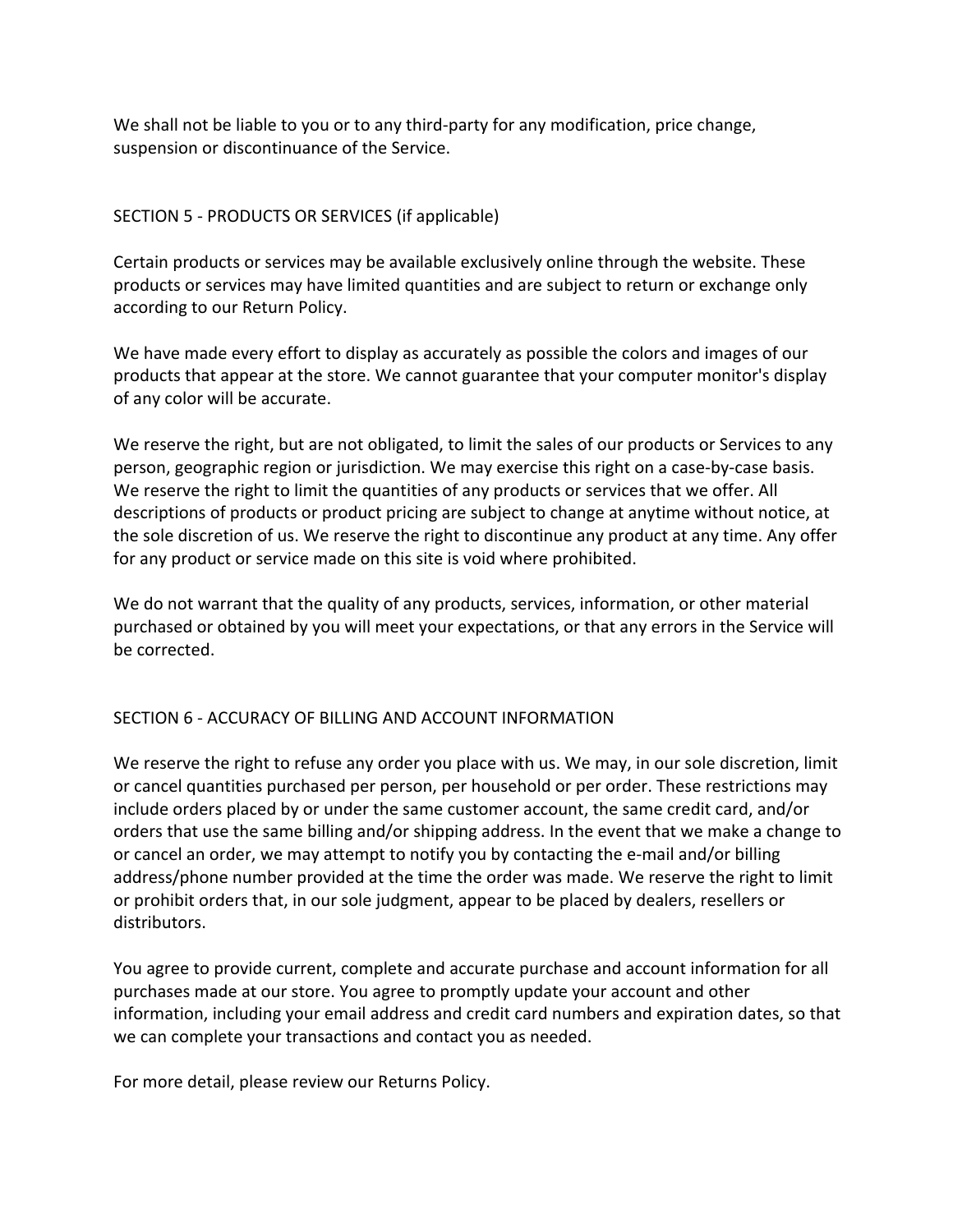We shall not be liable to you or to any third-party for any modification, price change, suspension or discontinuance of the Service.

## SECTION 5 - PRODUCTS OR SERVICES (if applicable)

Certain products or services may be available exclusively online through the website. These products or services may have limited quantities and are subject to return or exchange only according to our Return Policy.

We have made every effort to display as accurately as possible the colors and images of our products that appear at the store. We cannot guarantee that your computer monitor's display of any color will be accurate.

We reserve the right, but are not obligated, to limit the sales of our products or Services to any person, geographic region or jurisdiction. We may exercise this right on a case-by-case basis. We reserve the right to limit the quantities of any products or services that we offer. All descriptions of products or product pricing are subject to change at anytime without notice, at the sole discretion of us. We reserve the right to discontinue any product at any time. Any offer for any product or service made on this site is void where prohibited.

We do not warrant that the quality of any products, services, information, or other material purchased or obtained by you will meet your expectations, or that any errors in the Service will be corrected.

## SECTION 6 - ACCURACY OF BILLING AND ACCOUNT INFORMATION

We reserve the right to refuse any order you place with us. We may, in our sole discretion, limit or cancel quantities purchased per person, per household or per order. These restrictions may include orders placed by or under the same customer account, the same credit card, and/or orders that use the same billing and/or shipping address. In the event that we make a change to or cancel an order, we may attempt to notify you by contacting the e-mail and/or billing address/phone number provided at the time the order was made. We reserve the right to limit or prohibit orders that, in our sole judgment, appear to be placed by dealers, resellers or distributors.

You agree to provide current, complete and accurate purchase and account information for all purchases made at our store. You agree to promptly update your account and other information, including your email address and credit card numbers and expiration dates, so that we can complete your transactions and contact you as needed.

For more detail, please review our Returns Policy.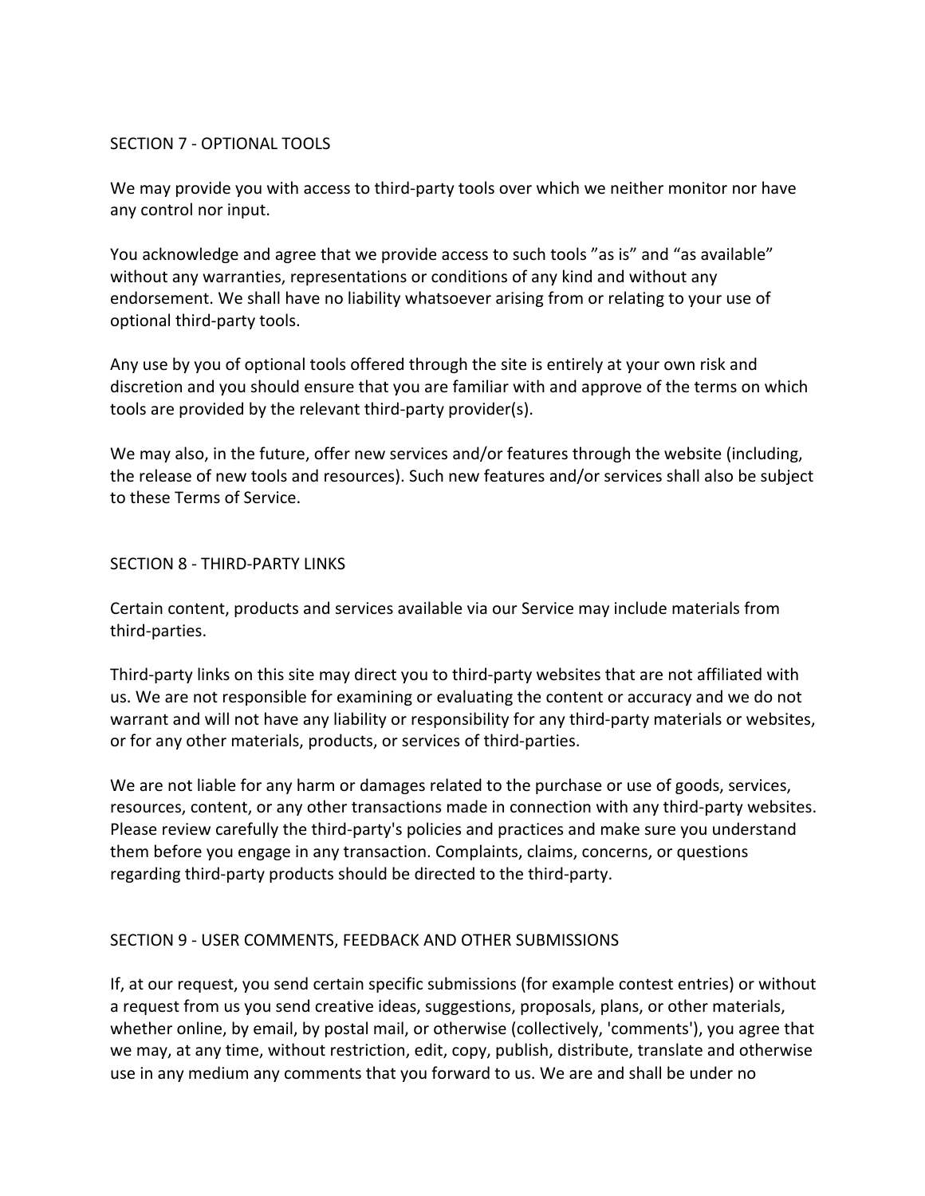## SECTION 7 - OPTIONAL TOOLS

We may provide you with access to third-party tools over which we neither monitor nor have any control nor input.

You acknowledge and agree that we provide access to such tools ”as is” and “as available” without any warranties, representations or conditions of any kind and without any endorsement. We shall have no liability whatsoever arising from or relating to your use of optional third-party tools.

Any use by you of optional tools offered through the site is entirely at your own risk and discretion and you should ensure that you are familiar with and approve of the terms on which tools are provided by the relevant third-party provider(s).

We may also, in the future, offer new services and/or features through the website (including, the release of new tools and resources). Such new features and/or services shall also be subject to these Terms of Service.

## SECTION 8 - THIRD-PARTY LINKS

Certain content, products and services available via our Service may include materials from third-parties.

Third-party links on this site may direct you to third-party websites that are not affiliated with us. We are not responsible for examining or evaluating the content or accuracy and we do not warrant and will not have any liability or responsibility for any third-party materials or websites, or for any other materials, products, or services of third-parties.

We are not liable for any harm or damages related to the purchase or use of goods, services, resources, content, or any other transactions made in connection with any third-party websites. Please review carefully the third-party's policies and practices and make sure you understand them before you engage in any transaction. Complaints, claims, concerns, or questions regarding third-party products should be directed to the third-party.

## SECTION 9 - USER COMMENTS, FEEDBACK AND OTHER SUBMISSIONS

If, at our request, you send certain specific submissions (for example contest entries) or without a request from us you send creative ideas, suggestions, proposals, plans, or other materials, whether online, by email, by postal mail, or otherwise (collectively, 'comments'), you agree that we may, at any time, without restriction, edit, copy, publish, distribute, translate and otherwise use in any medium any comments that you forward to us. We are and shall be under no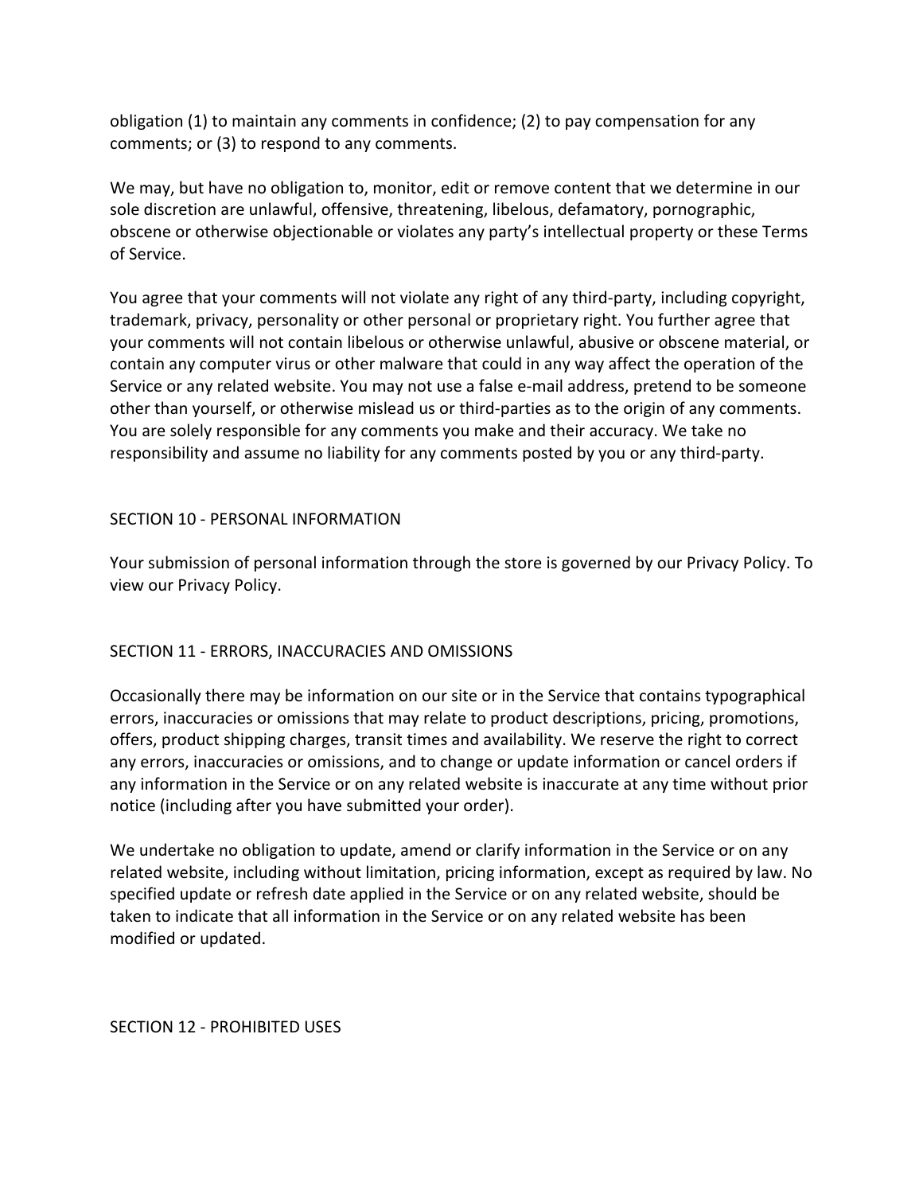obligation (1) to maintain any comments in confidence; (2) to pay compensation for any comments; or (3) to respond to any comments.

We may, but have no obligation to, monitor, edit or remove content that we determine in our sole discretion are unlawful, offensive, threatening, libelous, defamatory, pornographic, obscene or otherwise objectionable or violates any party's intellectual property or these Terms of Service.

You agree that your comments will not violate any right of any third-party, including copyright, trademark, privacy, personality or other personal or proprietary right. You further agree that your comments will not contain libelous or otherwise unlawful, abusive or obscene material, or contain any computer virus or other malware that could in any way affect the operation of the Service or any related website. You may not use a false e-mail address, pretend to be someone other than yourself, or otherwise mislead us or third-parties as to the origin of any comments. You are solely responsible for any comments you make and their accuracy. We take no responsibility and assume no liability for any comments posted by you or any third-party.

## SECTION 10 - PERSONAL INFORMATION

Your submission of personal information through the store is governed by our Privacy Policy. To view our Privacy Policy.

## SECTION 11 - ERRORS, INACCURACIES AND OMISSIONS

Occasionally there may be information on our site or in the Service that contains typographical errors, inaccuracies or omissions that may relate to product descriptions, pricing, promotions, offers, product shipping charges, transit times and availability. We reserve the right to correct any errors, inaccuracies or omissions, and to change or update information or cancel orders if any information in the Service or on any related website is inaccurate at any time without prior notice (including after you have submitted your order).

We undertake no obligation to update, amend or clarify information in the Service or on any related website, including without limitation, pricing information, except as required by law. No specified update or refresh date applied in the Service or on any related website, should be taken to indicate that all information in the Service or on any related website has been modified or updated.

## SECTION 12 - PROHIBITED USES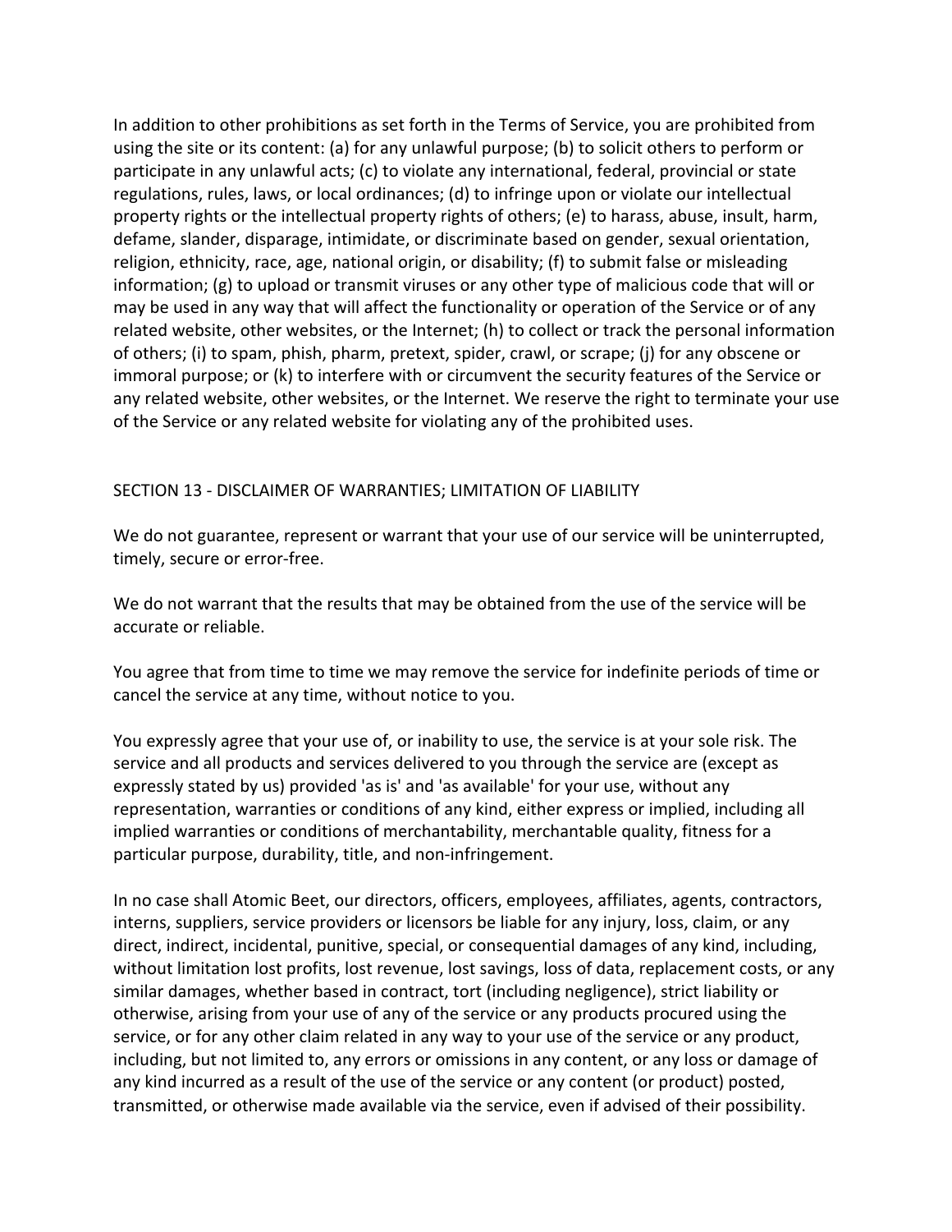In addition to other prohibitions as set forth in the Terms of Service, you are prohibited from using the site or its content: (a) for any unlawful purpose; (b) to solicit others to perform or participate in any unlawful acts; (c) to violate any international, federal, provincial or state regulations, rules, laws, or local ordinances; (d) to infringe upon or violate our intellectual property rights or the intellectual property rights of others; (e) to harass, abuse, insult, harm, defame, slander, disparage, intimidate, or discriminate based on gender, sexual orientation, religion, ethnicity, race, age, national origin, or disability; (f) to submit false or misleading information; (g) to upload or transmit viruses or any other type of malicious code that will or may be used in any way that will affect the functionality or operation of the Service or of any related website, other websites, or the Internet; (h) to collect or track the personal information of others; (i) to spam, phish, pharm, pretext, spider, crawl, or scrape; (j) for any obscene or immoral purpose; or (k) to interfere with or circumvent the security features of the Service or any related website, other websites, or the Internet. We reserve the right to terminate your use of the Service or any related website for violating any of the prohibited uses.

## SECTION 13 - DISCLAIMER OF WARRANTIES; LIMITATION OF LIABILITY

We do not guarantee, represent or warrant that your use of our service will be uninterrupted, timely, secure or error-free.

We do not warrant that the results that may be obtained from the use of the service will be accurate or reliable.

You agree that from time to time we may remove the service for indefinite periods of time or cancel the service at any time, without notice to you.

You expressly agree that your use of, or inability to use, the service is at your sole risk. The service and all products and services delivered to you through the service are (except as expressly stated by us) provided 'as is' and 'as available' for your use, without any representation, warranties or conditions of any kind, either express or implied, including all implied warranties or conditions of merchantability, merchantable quality, fitness for a particular purpose, durability, title, and non-infringement.

In no case shall Atomic Beet, our directors, officers, employees, affiliates, agents, contractors, interns, suppliers, service providers or licensors be liable for any injury, loss, claim, or any direct, indirect, incidental, punitive, special, or consequential damages of any kind, including, without limitation lost profits, lost revenue, lost savings, loss of data, replacement costs, or any similar damages, whether based in contract, tort (including negligence), strict liability or otherwise, arising from your use of any of the service or any products procured using the service, or for any other claim related in any way to your use of the service or any product, including, but not limited to, any errors or omissions in any content, or any loss or damage of any kind incurred as a result of the use of the service or any content (or product) posted, transmitted, or otherwise made available via the service, even if advised of their possibility.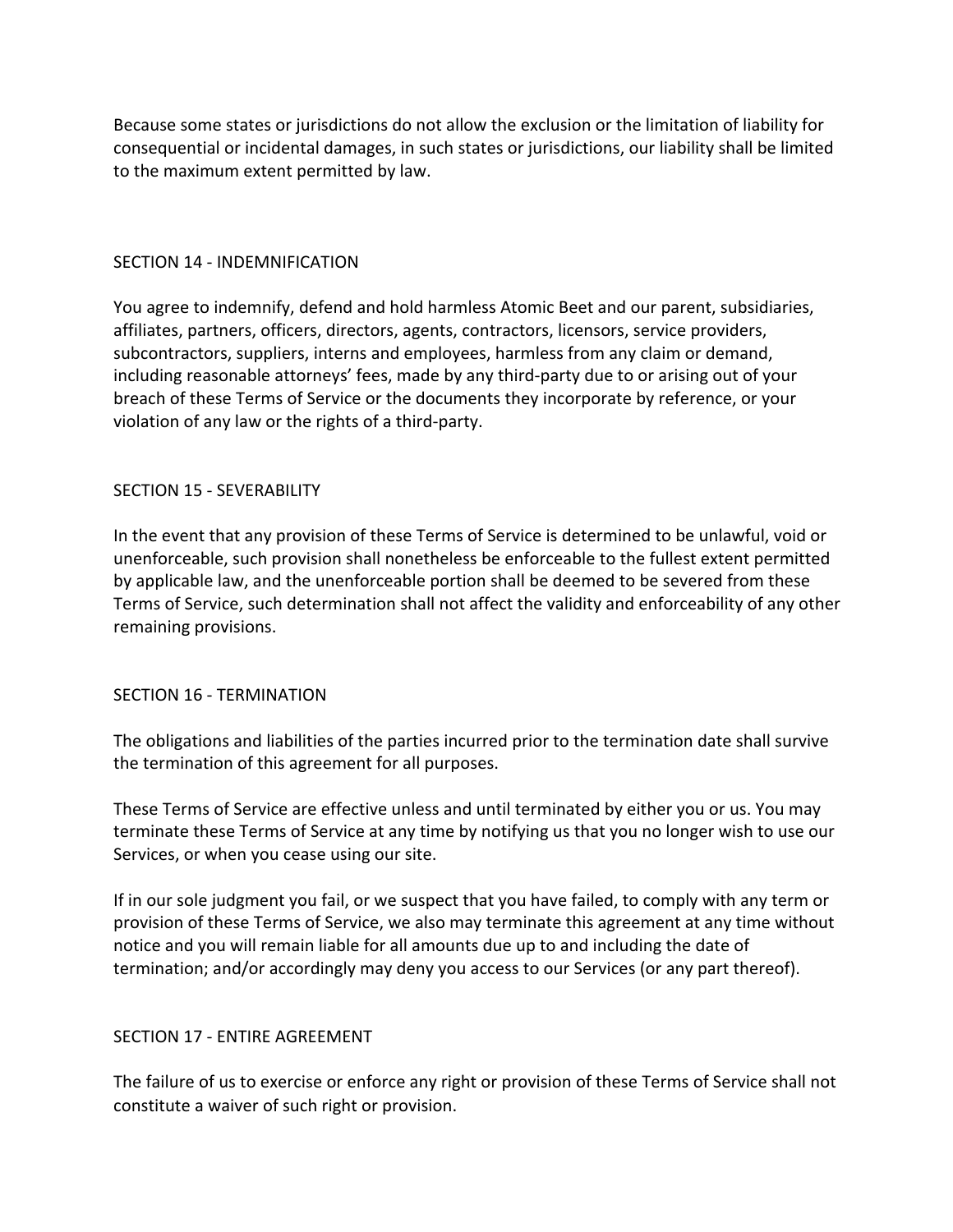Because some states or jurisdictions do not allow the exclusion or the limitation of liability for consequential or incidental damages, in such states or jurisdictions, our liability shall be limited to the maximum extent permitted by law.

## SECTION 14 - INDEMNIFICATION

You agree to indemnify, defend and hold harmless Atomic Beet and our parent, subsidiaries, affiliates, partners, officers, directors, agents, contractors, licensors, service providers, subcontractors, suppliers, interns and employees, harmless from any claim or demand, including reasonable attorneys' fees, made by any third-party due to or arising out of your breach of these Terms of Service or the documents they incorporate by reference, or your violation of any law or the rights of a third-party.

## SECTION 15 - SEVERABILITY

In the event that any provision of these Terms of Service is determined to be unlawful, void or unenforceable, such provision shall nonetheless be enforceable to the fullest extent permitted by applicable law, and the unenforceable portion shall be deemed to be severed from these Terms of Service, such determination shall not affect the validity and enforceability of any other remaining provisions.

## SECTION 16 - TERMINATION

The obligations and liabilities of the parties incurred prior to the termination date shall survive the termination of this agreement for all purposes.

These Terms of Service are effective unless and until terminated by either you or us. You may terminate these Terms of Service at any time by notifying us that you no longer wish to use our Services, or when you cease using our site.

If in our sole judgment you fail, or we suspect that you have failed, to comply with any term or provision of these Terms of Service, we also may terminate this agreement at any time without notice and you will remain liable for all amounts due up to and including the date of termination; and/or accordingly may deny you access to our Services (or any part thereof).

## SECTION 17 - ENTIRE AGREEMENT

The failure of us to exercise or enforce any right or provision of these Terms of Service shall not constitute a waiver of such right or provision.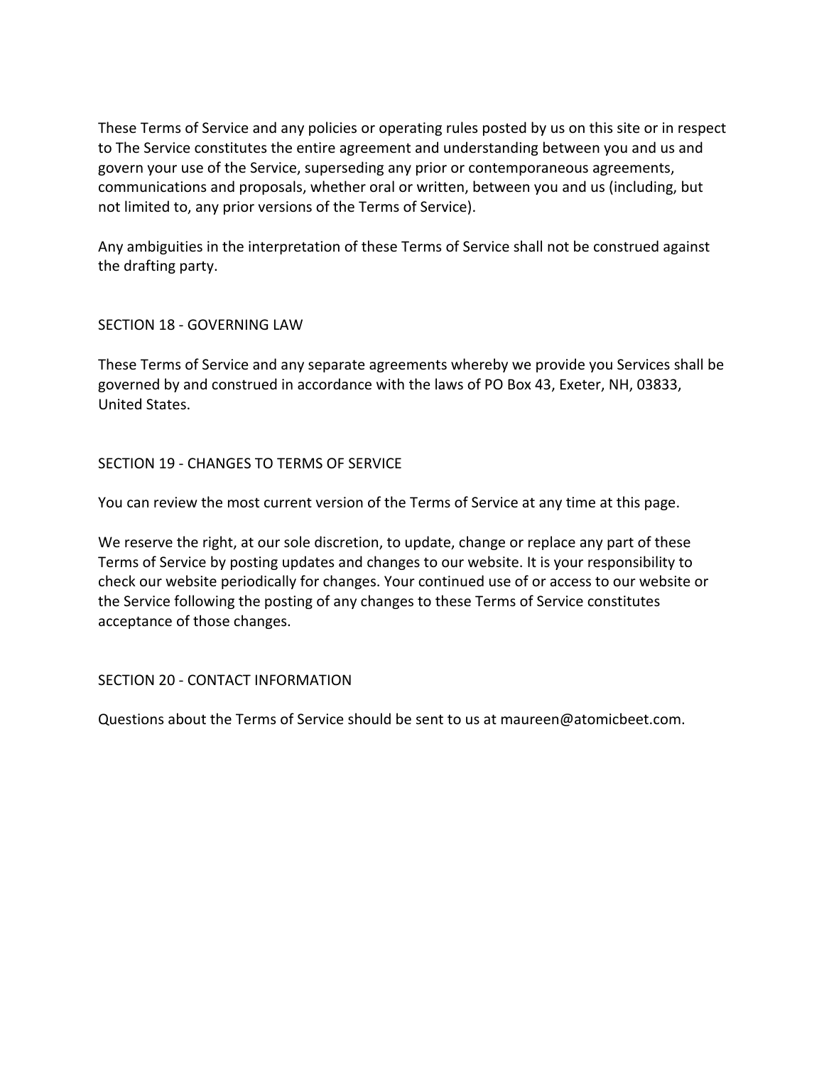These Terms of Service and any policies or operating rules posted by us on this site or in respect to The Service constitutes the entire agreement and understanding between you and us and govern your use of the Service, superseding any prior or contemporaneous agreements, communications and proposals, whether oral or written, between you and us (including, but not limited to, any prior versions of the Terms of Service).

Any ambiguities in the interpretation of these Terms of Service shall not be construed against the drafting party.

## SECTION 18 - GOVERNING LAW

These Terms of Service and any separate agreements whereby we provide you Services shall be governed by and construed in accordance with the laws of PO Box 43, Exeter, NH, 03833, United States.

## SECTION 19 - CHANGES TO TERMS OF SERVICE

You can review the most current version of the Terms of Service at any time at this page.

We reserve the right, at our sole discretion, to update, change or replace any part of these Terms of Service by posting updates and changes to our website. It is your responsibility to check our website periodically for changes. Your continued use of or access to our website or the Service following the posting of any changes to these Terms of Service constitutes acceptance of those changes.

## SECTION 20 - CONTACT INFORMATION

Questions about the Terms of Service should be sent to us at maureen@atomicbeet.com.